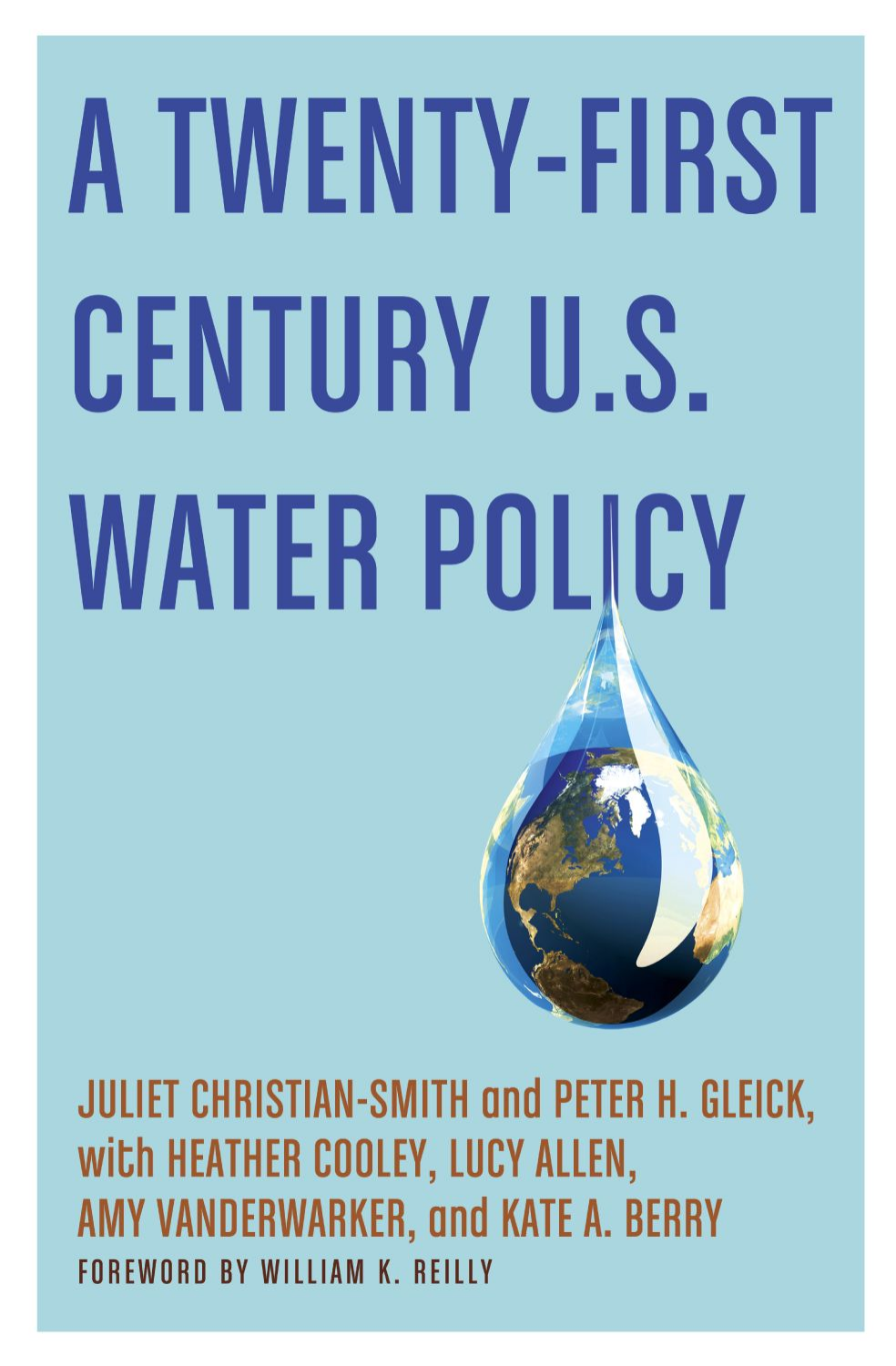# A TWENTY-FIRST CENTURY U.S. WATER POLICY

JULIET CHRISTIAN-SMITH and PETER H. GLEICK, with HEATHER COOLEY, LUCY ALLEN, AMY VANDERWARKER, and KATE A. BERRY

FOREWORD BY WILLIAM K. REILLY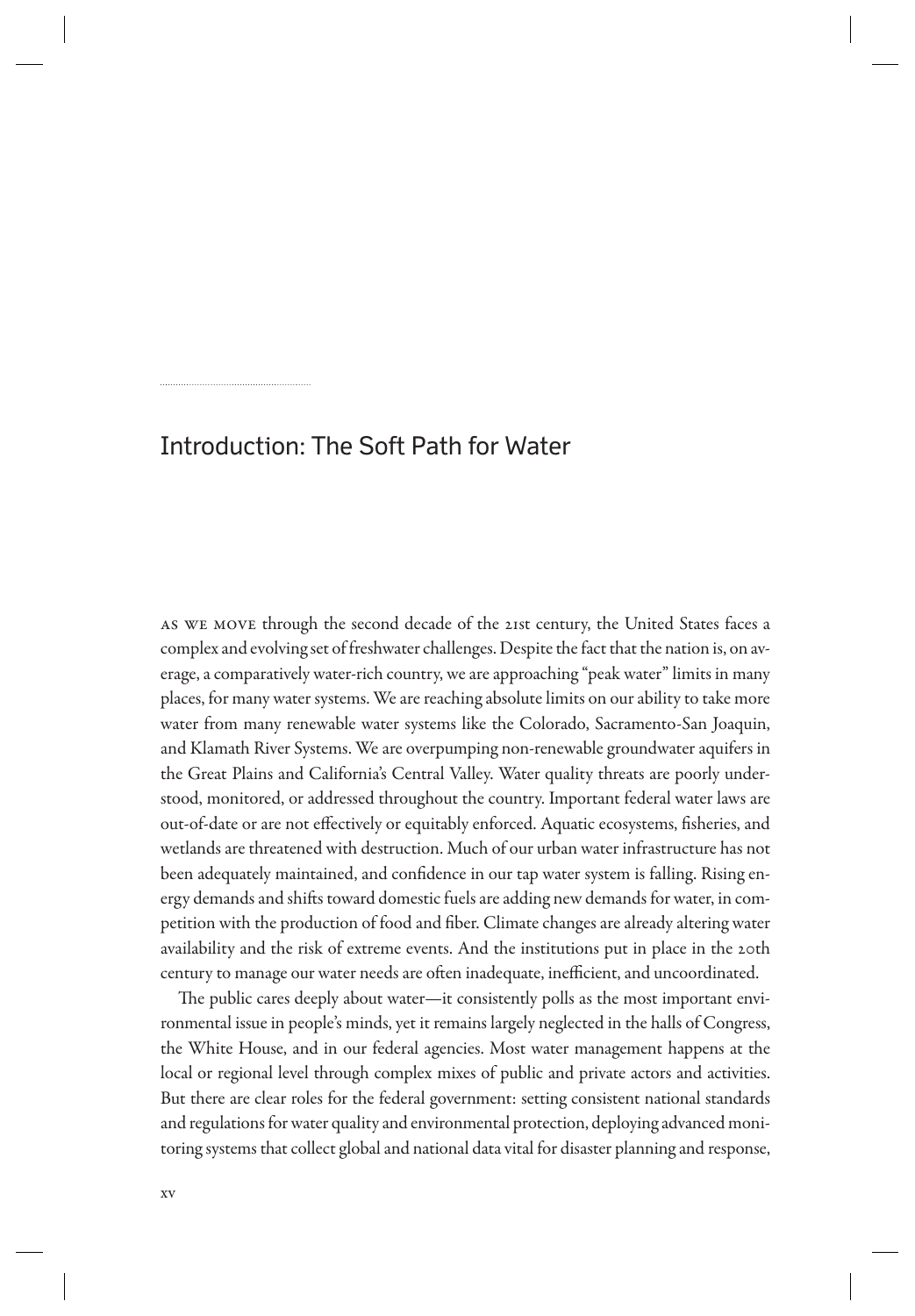# Introduction: The Soft Path for Water

As we move through the second decade of the 21st century, the United States faces a complex and evolving set of freshwater challenges. Despite the fact that the nation is, on average, a comparatively water-rich country, we are approaching "peak water" limits in many places, for many water systems. We are reaching absolute limits on our ability to take more water from many renewable water systems like the Colorado, Sacramento-San Joaquin, and Klamath River Systems. We are overpumping non-renewable groundwater aquifers in the Great Plains and California's Central Valley. Water quality threats are poorly understood, monitored, or addressed throughout the country. Important federal water laws are out-of-date or are not effectively or equitably enforced. Aquatic ecosystems, fisheries, and wetlands are threatened with destruction. Much of our urban water infrastructure has not been adequately maintained, and confidence in our tap water system is falling. Rising energy demands and shifts toward domestic fuels are adding new demands for water, in competition with the production of food and fiber. Climate changes are already altering water availability and the risk of extreme events. And the institutions put in place in the 20th century to manage our water needs are often inadequate, inefficient, and uncoordinated.

The public cares deeply about water—it consistently polls as the most important environmental issue in people's minds, yet it remains largely neglected in the halls of Congress, the White House, and in our federal agencies. Most water management happens at the local or regional level through complex mixes of public and private actors and activities. But there are clear roles for the federal government: setting consistent national standards and regulations for water quality and environmental protection, deploying advanced monitoring systems that collect global and national data vital for disaster planning and response,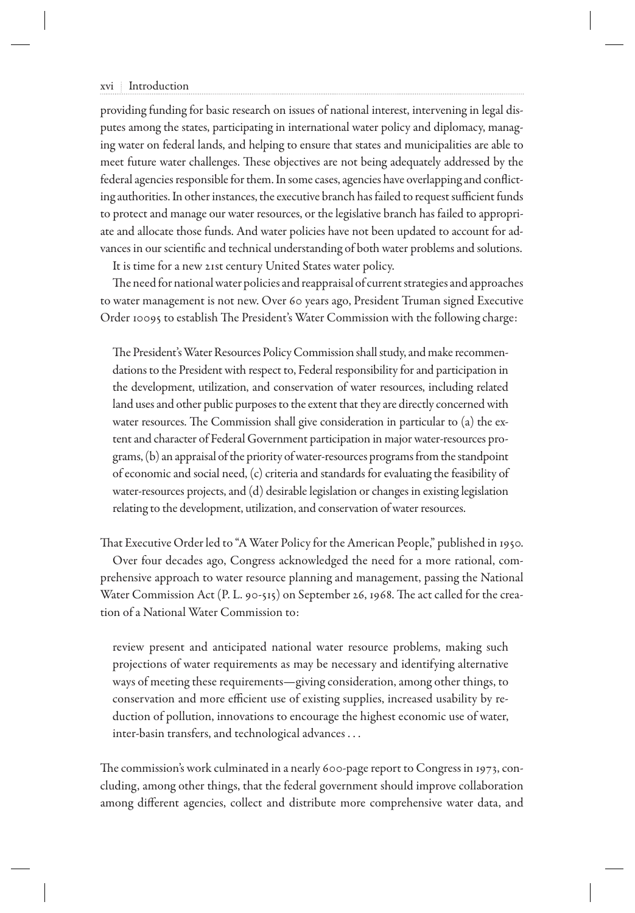providing funding for basic research on issues of national interest, intervening in legal disputes among the states, participating in international water policy and diplomacy, managing water on federal lands, and helping to ensure that states and municipalities are able to meet future water challenges. These objectives are not being adequately addressed by the federal agencies responsible for them. In some cases, agencies have overlapping and conflicting authorities. In other instances, the executive branch has failed to request sufficient funds to protect and manage our water resources, or the legislative branch has failed to appropriate and allocate those funds. And water policies have not been updated to account for advances in our scientific and technical understanding of both water problems and solutions.

It is time for a new 21st century United States water policy.

The need for national water policies and reappraisal of current strategies and approaches to water management is not new. Over 60 years ago, President Truman signed Executive Order 10095 to establish The President's Water Commission with the following charge:

> The President's Water Resources Policy Commission shall study, and make recommendations to the President with respect to, Federal responsibility for and participation in the development, utilization, and conservation of water resources, including related land uses and other public purposes to the extent that they are directly concerned with water resources. The Commission shall give consideration in particular to (a) the extent and character of Federal Government participation in major water-resources programs, (b) an appraisal of the priority of water-resources programs from the standpoint of economic and social need, (c) criteria and standards for evaluating the feasibility of water-resources projects, and (d) desirable legislation or changes in existing legislation relating to the development, utilization, and conservation of water resources.

That Executive Order led to "A Water Policy for the American People," published in 1950.

Over four decades ago, Congress acknowledged the need for a more rational, comprehensive approach to water resource planning and management, passing the National Water Commission Act (P. L. 90-515) on September 26, 1968. The act called for the creation of a National Water Commission to:

> review present and anticipated national water resource problems, making such projections of water requirements as may be necessary and identifying alternative ways of meeting these requirements—giving consideration, among other things, to conservation and more efficient use of existing supplies, increased usability by reduction of pollution, innovations to encourage the highest economic use of water, inter-basin transfers, and technological advances . . .

The commission's work culminated in a nearly 600-page report to Congress in 1973, concluding, among other things, that the federal government should improve collaboration among different agencies, collect and distribute more comprehensive water data, and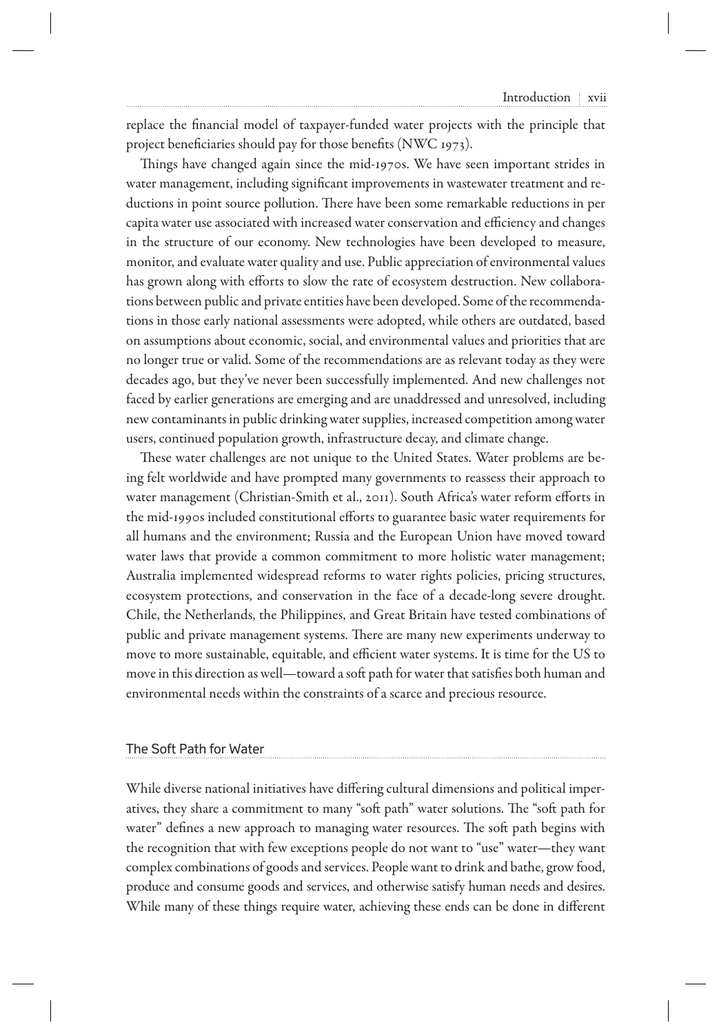replace the financial model of taxpayer-funded water projects with the principle that project beneficiaries should pay for those benefits (NWC 1973).

Things have changed again since the mid-1970s. We have seen important strides in water management, including significant improvements in wastewater treatment and reductions in point source pollution. There have been some remarkable reductions in per capita water use associated with increased water conservation and efficiency and changes in the structure of our economy. New technologies have been developed to measure, monitor, and evaluate water quality and use. Public appreciation of environmental values has grown along with efforts to slow the rate of ecosystem destruction. New collaborations between public and private entities have been developed. Some of the recommendations in those early national assessments were adopted, while others are outdated, based on assumptions about economic, social, and environmental values and priorities that are no longer true or valid. Some of the recommendations are as relevant today as they were decades ago, but they've never been successfully implemented. And new challenges not faced by earlier generations are emerging and are unaddressed and unresolved, including new contaminants in public drinking water supplies, increased competition among water users, continued population growth, infrastructure decay, and climate change.

These water challenges are not unique to the United States. Water problems are being felt worldwide and have prompted many governments to reassess their approach to water management (Christian-Smith et al., 2011). South Africa's water reform efforts in the mid-1990s included constitutional efforts to guarantee basic water requirements for all humans and the environment; Russia and the European Union have moved toward water laws that provide a common commitment to more holistic water management; Australia implemented widespread reforms to water rights policies, pricing structures, ecosystem protections, and conservation in the face of a decade-long severe drought. Chile, the Netherlands, the Philippines, and Great Britain have tested combinations of public and private management systems. There are many new experiments underway to move to more sustainable, equitable, and efficient water systems. It is time for the US to move in this direction as well—toward a soft path for water that satisfies both human and environmental needs within the constraints of a scarce and precious resource.

## The Soft Path for Water

While diverse national initiatives have differing cultural dimensions and political imperatives, they share a commitment to many "soft path" water solutions. The "soft path for water" defines a new approach to managing water resources. The soft path begins with the recognition that with few exceptions people do not want to "use" water—they want complex combinations of goods and services. People want to drink and bathe, grow food, produce and consume goods and services, and otherwise satisfy human needs and desires. While many of these things require water, achieving these ends can be done in different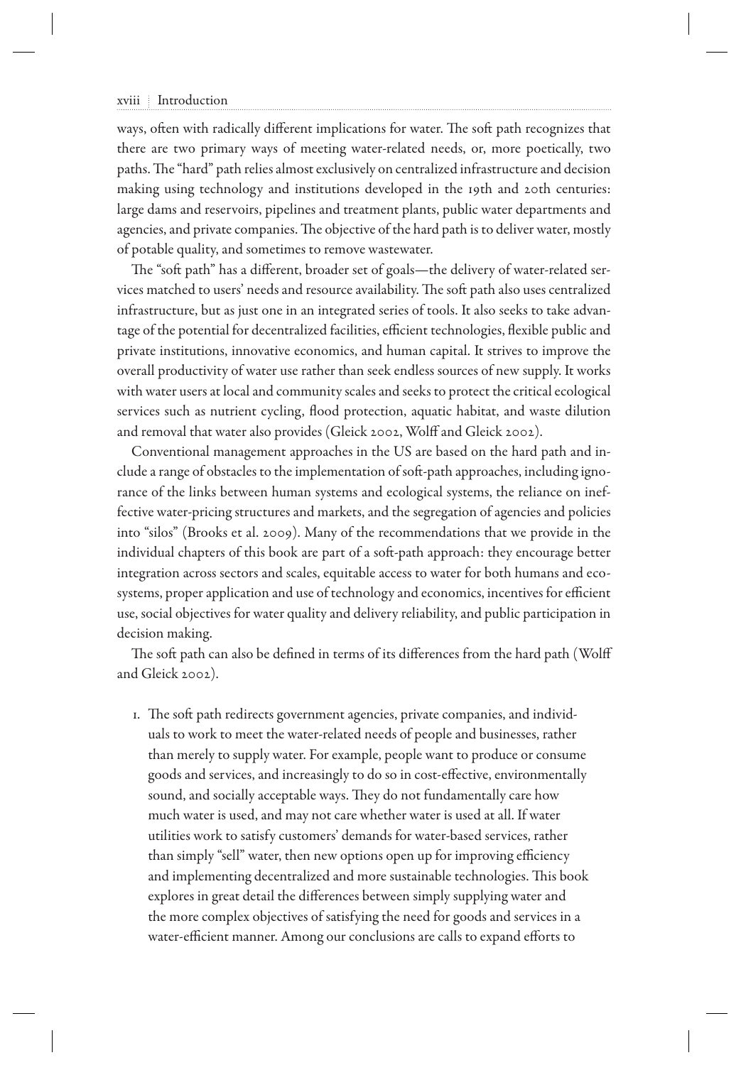ways, often with radically different implications for water. The soft path recognizes that there are two primary ways of meeting water-related needs, or, more poetically, two paths. The "hard" path relies almost exclusively on centralized infrastructure and decision making using technology and institutions developed in the 19th and 20th centuries: large dams and reservoirs, pipelines and treatment plants, public water departments and agencies, and private companies. The objective of the hard path is to deliver water, mostly of potable quality, and sometimes to remove wastewater.

The "soft path" has a different, broader set of goals—the delivery of water-related services matched to users' needs and resource availability. The soft path also uses centralized infrastructure, but as just one in an integrated series of tools. It also seeks to take advantage of the potential for decentralized facilities, efficient technologies, flexible public and private institutions, innovative economics, and human capital. It strives to improve the overall productivity of water use rather than seek endless sources of new supply. It works with water users at local and community scales and seeks to protect the critical ecological services such as nutrient cycling, flood protection, aquatic habitat, and waste dilution and removal that water also provides (Gleick 2002, Wolff and Gleick 2002).

Conventional management approaches in the US are based on the hard path and include a range of obstacles to the implementation of soft-path approaches, including ignorance of the links between human systems and ecological systems, the reliance on ineffective water-pricing structures and markets, and the segregation of agencies and policies into "silos" (Brooks et al. 2009). Many of the recommendations that we provide in the individual chapters of this book are part of a soft-path approach: they encourage better integration across sectors and scales, equitable access to water for both humans and ecosystems, proper application and use of technology and economics, incentives for efficient use, social objectives for water quality and delivery reliability, and public participation in decision making.

The soft path can also be defined in terms of its differences from the hard path (Wolff and Gleick 2002).

1. The soft path redirects government agencies, private companies, and individuals to work to meet the water-related needs of people and businesses, rather than merely to supply water. For example, people want to produce or consume goods and services, and increasingly to do so in cost-effective, environmentally sound, and socially acceptable ways. They do not fundamentally care how much water is used, and may not care whether water is used at all. If water utilities work to satisfy customers' demands for water-based services, rather than simply "sell" water, then new options open up for improving efficiency and implementing decentralized and more sustainable technologies. This book explores in great detail the differences between simply supplying water and the more complex objectives of satisfying the need for goods and services in a water-efficient manner. Among our conclusions are calls to expand efforts to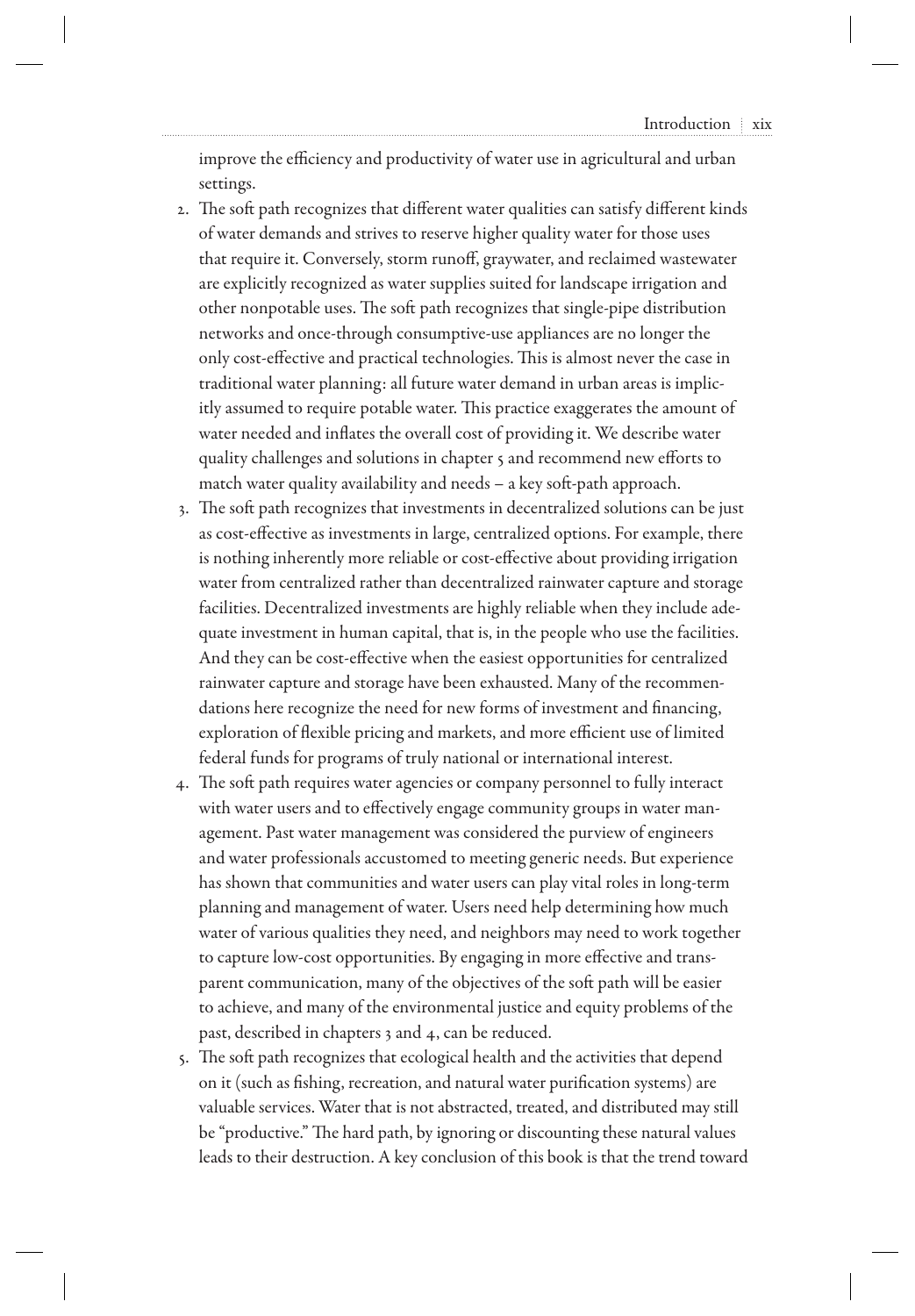improve the efficiency and productivity of water use in agricultural and urban settings.

2. The soft path recognizes that different water qualities can satisfy different kinds of water demands and strives to reserve higher quality water for those uses that require it. Conversely, storm runoff, graywater, and reclaimed wastewater are explicitly recognized as water supplies suited for landscape irrigation and other nonpotable uses. The soft path recognizes that single-pipe distribution networks and once-through consumptive-use appliances are no longer the only cost-effective and practical technologies. This is almost never the case in traditional water planning: all future water demand in urban areas is implicitly assumed to require potable water. This practice exaggerates the amount of water needed and inflates the overall cost of providing it. We describe water quality challenges and solutions in chapter 5 and recommend new efforts to match water quality availability and needs – a key soft-path approach.
3. The soft path recognizes that investments in decentralized solutions can be just as cost-effective as investments in large, centralized options. For example, there is nothing inherently more reliable or cost-effective about providing irrigation water from centralized rather than decentralized rainwater capture and storage facilities. Decentralized investments are highly reliable when they include adequate investment in human capital, that is, in the people who use the facilities. And they can be cost-effective when the easiest opportunities for centralized rainwater capture and storage have been exhausted. Many of the recommendations here recognize the need for new forms of investment and financing, exploration of flexible pricing and markets, and more efficient use of limited federal funds for programs of truly national or international interest.
4. The soft path requires water agencies or company personnel to fully interact with water users and to effectively engage community groups in water management. Past water management was considered the purview of engineers and water professionals accustomed to meeting generic needs. But experience has shown that communities and water users can play vital roles in long-term planning and management of water. Users need help determining how much water of various qualities they need, and neighbors may need to work together to capture low-cost opportunities. By engaging in more effective and transparent communication, many of the objectives of the soft path will be easier to achieve, and many of the environmental justice and equity problems of the past, described in chapters 3 and 4, can be reduced.
5. The soft path recognizes that ecological health and the activities that depend on it (such as fishing, recreation, and natural water purification systems) are valuable services. Water that is not abstracted, treated, and distributed may still be "productive." The hard path, by ignoring or discounting these natural values leads to their destruction. A key conclusion of this book is that the trend toward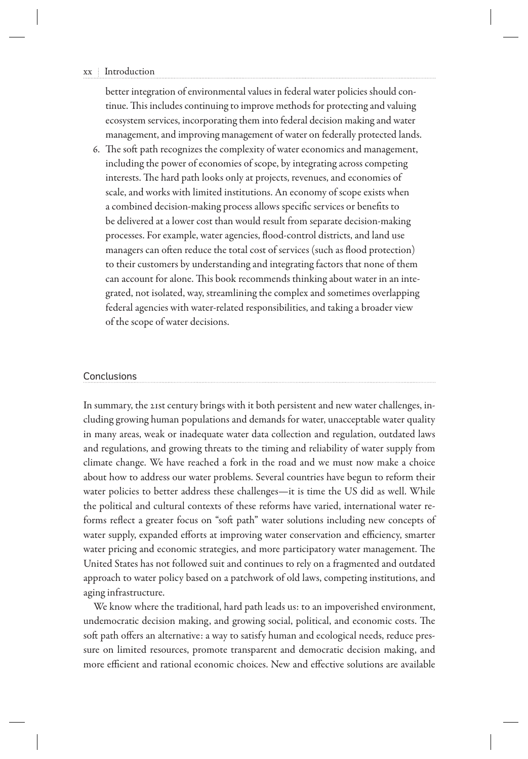better integration of environmental values in federal water policies should continue. This includes continuing to improve methods for protecting and valuing ecosystem services, incorporating them into federal decision making and water management, and improving management of water on federally protected lands.

6. The soft path recognizes the complexity of water economics and management, including the power of economies of scope, by integrating across competing interests. The hard path looks only at projects, revenues, and economies of scale, and works with limited institutions. An economy of scope exists when a combined decision-making process allows specific services or benefits to be delivered at a lower cost than would result from separate decision-making processes. For example, water agencies, flood-control districts, and land use managers can often reduce the total cost of services (such as flood protection) to their customers by understanding and integrating factors that none of them can account for alone. This book recommends thinking about water in an integrated, not isolated, way, streamlining the complex and sometimes overlapping federal agencies with water-related responsibilities, and taking a broader view of the scope of water decisions.

## Conclusions

In summary, the 21st century brings with it both persistent and new water challenges, including growing human populations and demands for water, unacceptable water quality in many areas, weak or inadequate water data collection and regulation, outdated laws and regulations, and growing threats to the timing and reliability of water supply from climate change. We have reached a fork in the road and we must now make a choice about how to address our water problems. Several countries have begun to reform their water policies to better address these challenges—it is time the US did as well. While the political and cultural contexts of these reforms have varied, international water reforms reflect a greater focus on "soft path" water solutions including new concepts of water supply, expanded efforts at improving water conservation and efficiency, smarter water pricing and economic strategies, and more participatory water management. The United States has not followed suit and continues to rely on a fragmented and outdated approach to water policy based on a patchwork of old laws, competing institutions, and aging infrastructure.

We know where the traditional, hard path leads us: to an impoverished environment, undemocratic decision making, and growing social, political, and economic costs. The soft path offers an alternative: a way to satisfy human and ecological needs, reduce pressure on limited resources, promote transparent and democratic decision making, and more efficient and rational economic choices. New and effective solutions are available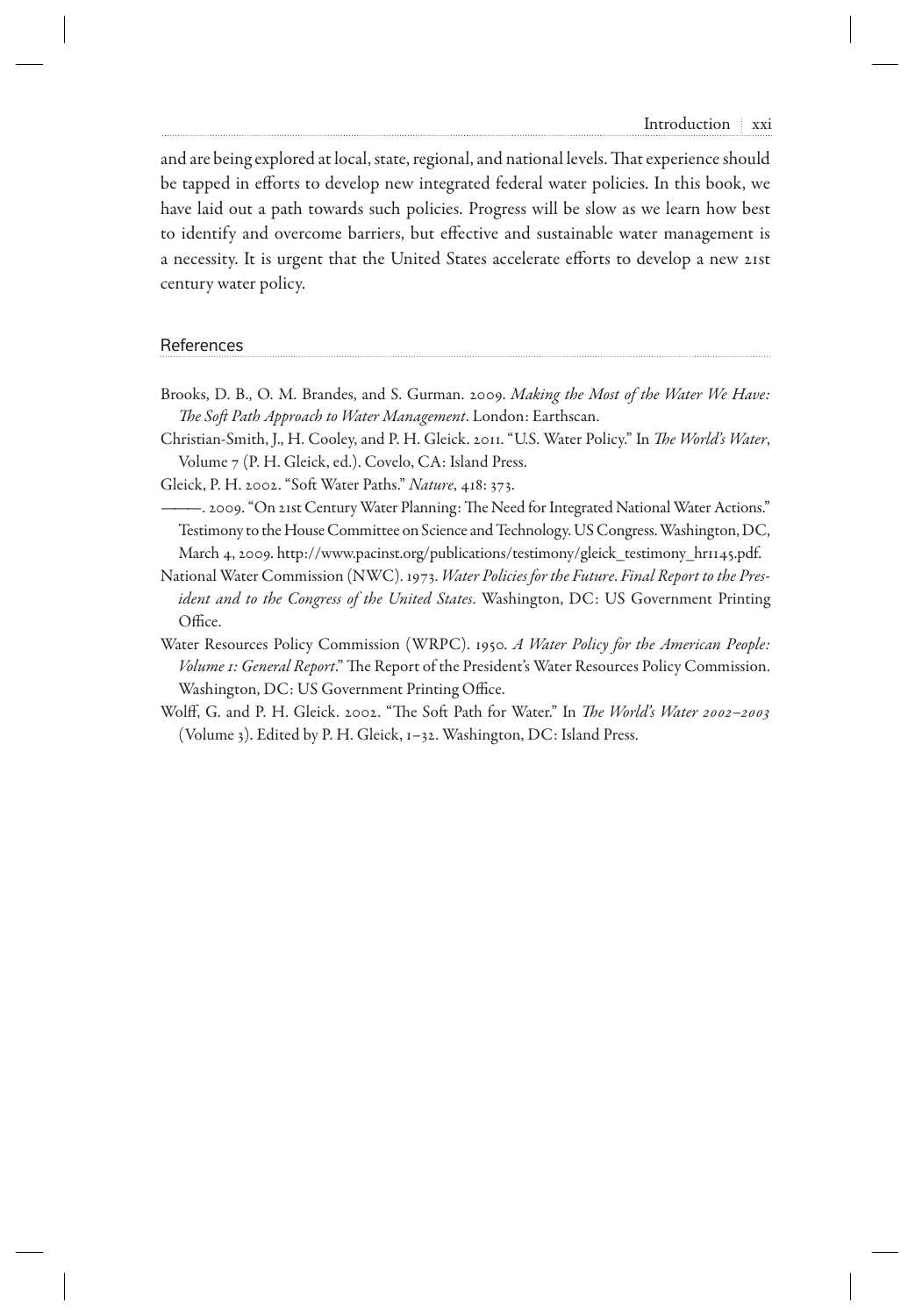and are being explored at local, state, regional, and national levels. That experience should be tapped in efforts to develop new integrated federal water policies. In this book, we have laid out a path towards such policies. Progress will be slow as we learn how best to identify and overcome barriers, but effective and sustainable water management is a necessity. It is urgent that the United States accelerate efforts to develop a new 21st century water policy.

## References

Brooks, D. B., O. M. Brandes, and S. Gurman. 2009. *Making the Most of the Water We Have: The Soft Path Approach to Water Management*. London: Earthscan.

Christian-Smith, J., H. Cooley, and P. H. Gleick. 2011. "U.S. Water Policy." In *The World's Water*, Volume 7 (P. H. Gleick, ed.). Covelo, CA: Island Press.

Gleick, P. H. 2002. "Soft Water Paths." *Nature*, 418: 373.

———. 2009. "On 21st Century Water Planning: The Need for Integrated National Water Actions." Testimony to the House Committee on Science and Technology. US Congress. Washington, DC, March 4, 2009. http://www.pacinst.org/publications/testimony/gleick_testimony_hr1145.pdf.

National Water Commission (NWC). 1973. *Water Policies for the Future. Final Report to the President and to the Congress of the United States*. Washington, DC: US Government Printing Office.

Water Resources Policy Commission (WRPC). 1950. *A Water Policy for the American People: Volume 1: General Report*." The Report of the President's Water Resources Policy Commission. Washington, DC: US Government Printing Office.

Wolff, G. and P. H. Gleick. 2002. "The Soft Path for Water." In *The World's Water 2002–2003* (Volume 3). Edited by P. H. Gleick, 1–32. Washington, DC: Island Press.